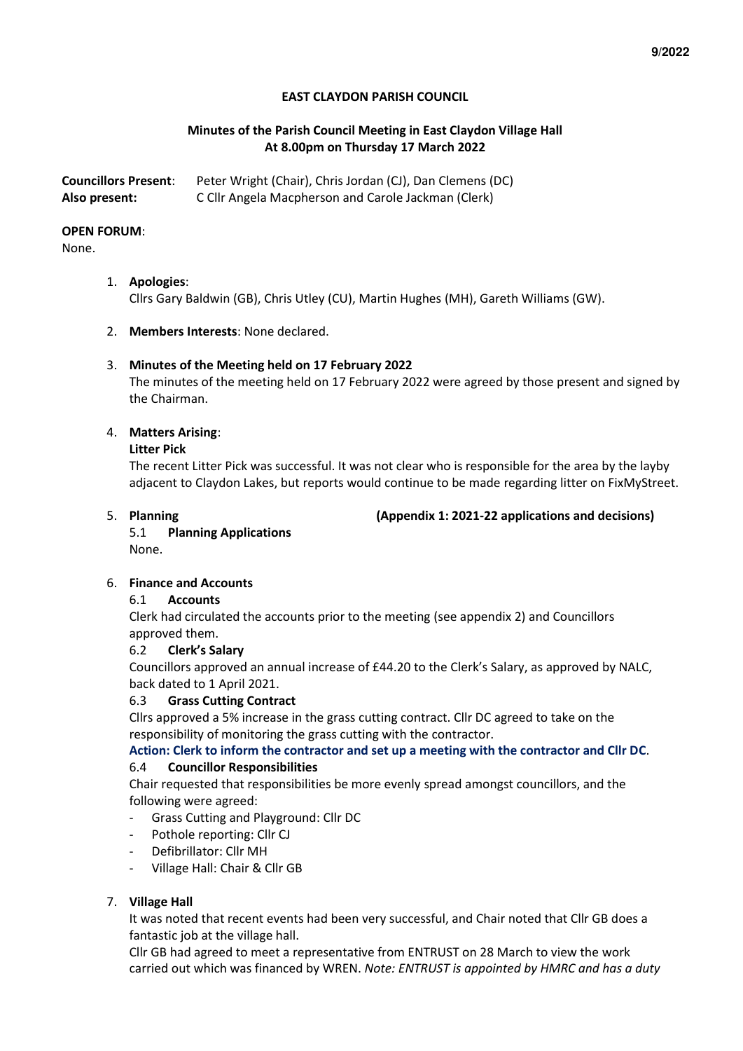**EAST CLAYDON PARISH COUNCIL**

**Minutes of the Parish Council Meeting in East Claydon Village Hall**
**At 8.00pm on Thursday 17 March 2022**

**Councillors Present**: Peter Wright (Chair), Chris Jordan (CJ), Dan Clemens (DC)
**Also present:** C Cllr Angela Macpherson and Carole Jackman (Clerk)

**OPEN FORUM**:
None.

1. **Apologies**:
   Cllrs Gary Baldwin (GB), Chris Utley (CU), Martin Hughes (MH), Gareth Williams (GW).

2. **Members Interests**: None declared.

3. **Minutes of the Meeting held on 17 February 2022**
   The minutes of the meeting held on 17 February 2022 were agreed by those present and signed by the Chairman.

4. **Matters Arising**:
   **Litter Pick**
   The recent Litter Pick was successful. It was not clear who is responsible for the area by the layby adjacent to Claydon Lakes, but reports would continue to be made regarding litter on FixMyStreet.

5. **Planning** **(Appendix 1: 2021-22 applications and decisions)**
   5.1 **Planning Applications**
   None.

6. **Finance and Accounts**
   6.1 **Accounts**
   Clerk had circulated the accounts prior to the meeting (see appendix 2) and Councillors approved them.
   6.2 **Clerk's Salary**
   Councillors approved an annual increase of £44.20 to the Clerk's Salary, as approved by NALC, back dated to 1 April 2021.
   6.3 **Grass Cutting Contract**
   Cllrs approved a 5% increase in the grass cutting contract. Cllr DC agreed to take on the responsibility of monitoring the grass cutting with the contractor.
   **Action: Clerk to inform the contractor and set up a meeting with the contractor and Cllr DC**.
   6.4 **Councillor Responsibilities**
   Chair requested that responsibilities be more evenly spread amongst councillors, and the following were agreed:
   - Grass Cutting and Playground: Cllr DC
   - Pothole reporting: Cllr CJ
   - Defibrillator: Cllr MH
   - Village Hall: Chair & Cllr GB

7. **Village Hall**
   It was noted that recent events had been very successful, and Chair noted that Cllr GB does a fantastic job at the village hall.
   Cllr GB had agreed to meet a representative from ENTRUST on 28 March to view the work carried out which was financed by WREN. *Note: ENTRUST is appointed by HMRC and has a duty*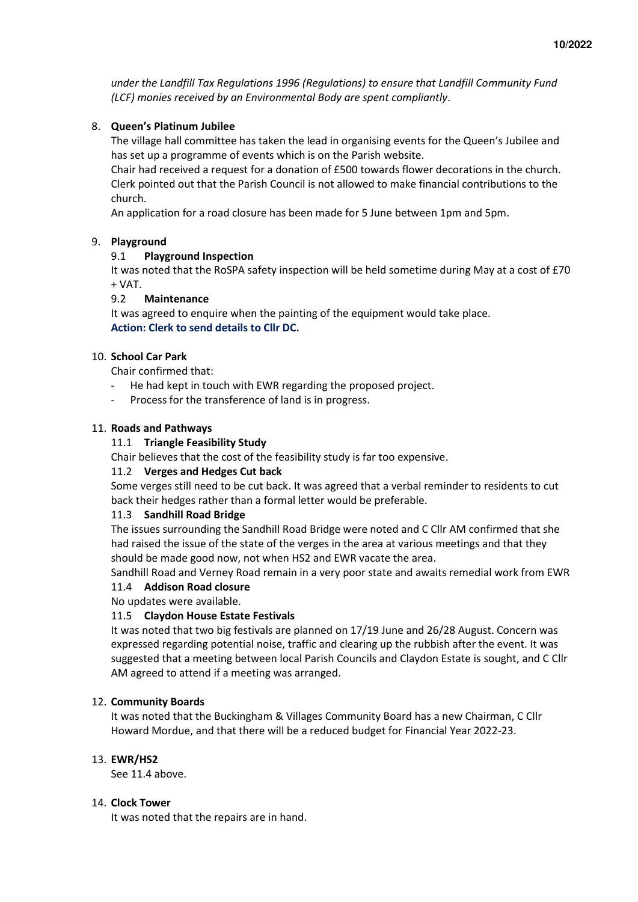*under the Landfill Tax Regulations 1996 (Regulations) to ensure that Landfill Community Fund (LCF) monies received by an Environmental Body are spent compliantly*.

8. **Queen's Platinum Jubilee**

   The village hall committee has taken the lead in organising events for the Queen's Jubilee and has set up a programme of events which is on the Parish website.

   Chair had received a request for a donation of £500 towards flower decorations in the church. Clerk pointed out that the Parish Council is not allowed to make financial contributions to the church.

   An application for a road closure has been made for 5 June between 1pm and 5pm.

9. **Playground**

   9.1 **Playground Inspection**

   It was noted that the RoSPA safety inspection will be held sometime during May at a cost of £70 + VAT.

   9.2 **Maintenance**

   It was agreed to enquire when the painting of the equipment would take place.

   **Action: Clerk to send details to Cllr DC.**

10. **School Car Park**

    Chair confirmed that:

    - He had kept in touch with EWR regarding the proposed project.
    - Process for the transference of land is in progress.

11. **Roads and Pathways**

    11.1 **Triangle Feasibility Study**

    Chair believes that the cost of the feasibility study is far too expensive.

    11.2 **Verges and Hedges Cut back**

    Some verges still need to be cut back. It was agreed that a verbal reminder to residents to cut back their hedges rather than a formal letter would be preferable.

    11.3 **Sandhill Road Bridge**

    The issues surrounding the Sandhill Road Bridge were noted and C Cllr AM confirmed that she had raised the issue of the state of the verges in the area at various meetings and that they should be made good now, not when HS2 and EWR vacate the area.

    Sandhill Road and Verney Road remain in a very poor state and awaits remedial work from EWR

    11.4 **Addison Road closure**

    No updates were available.

    11.5 **Claydon House Estate Festivals**

    It was noted that two big festivals are planned on 17/19 June and 26/28 August. Concern was expressed regarding potential noise, traffic and clearing up the rubbish after the event. It was suggested that a meeting between local Parish Councils and Claydon Estate is sought, and C Cllr AM agreed to attend if a meeting was arranged.

12. **Community Boards**

    It was noted that the Buckingham & Villages Community Board has a new Chairman, C Cllr Howard Mordue, and that there will be a reduced budget for Financial Year 2022-23.

13. **EWR/HS2**

    See 11.4 above.

14. **Clock Tower**

    It was noted that the repairs are in hand.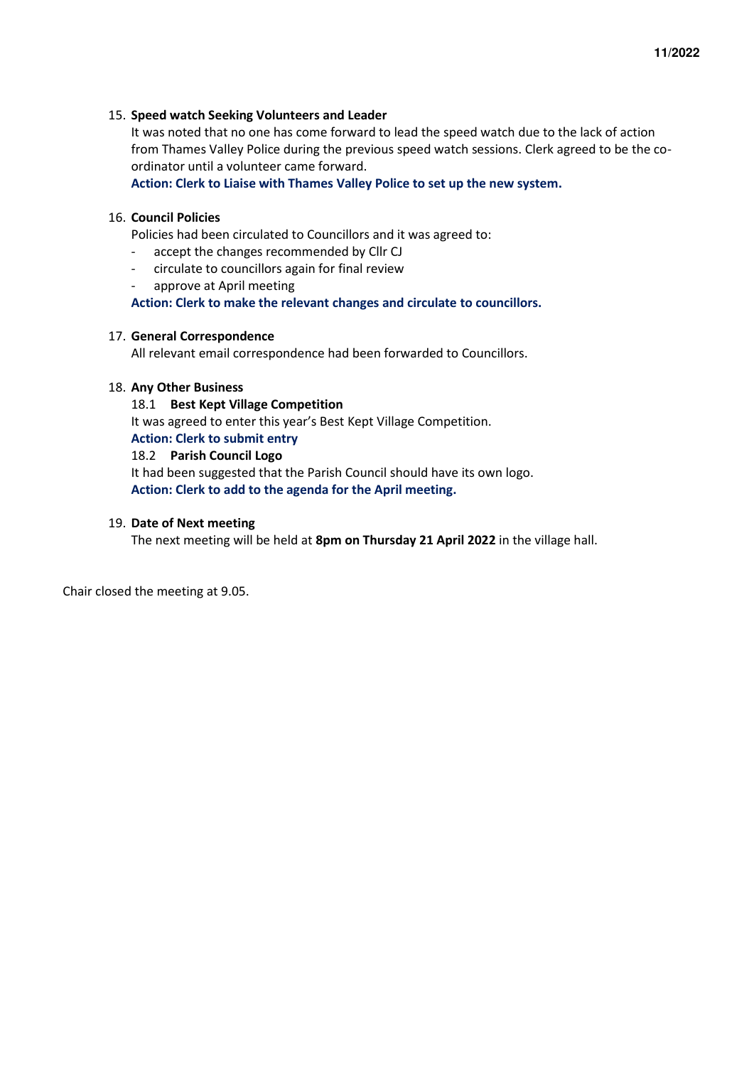15. **Speed watch Seeking Volunteers and Leader**

    It was noted that no one has come forward to lead the speed watch due to the lack of action from Thames Valley Police during the previous speed watch sessions. Clerk agreed to be the co-ordinator until a volunteer came forward.

    **Action: Clerk to Liaise with Thames Valley Police to set up the new system.**

16. **Council Policies**

    Policies had been circulated to Councillors and it was agreed to:

    - accept the changes recommended by Cllr CJ
    - circulate to councillors again for final review
    - approve at April meeting

    **Action: Clerk to make the relevant changes and circulate to councillors.**

17. **General Correspondence**

    All relevant email correspondence had been forwarded to Councillors.

18. **Any Other Business**

    18.1 **Best Kept Village Competition**

    It was agreed to enter this year's Best Kept Village Competition.

    **Action: Clerk to submit entry**

    18.2 **Parish Council Logo**

    It had been suggested that the Parish Council should have its own logo.

    **Action: Clerk to add to the agenda for the April meeting.**

19. **Date of Next meeting**

    The next meeting will be held at **8pm on Thursday 21 April 2022** in the village hall.

Chair closed the meeting at 9.05.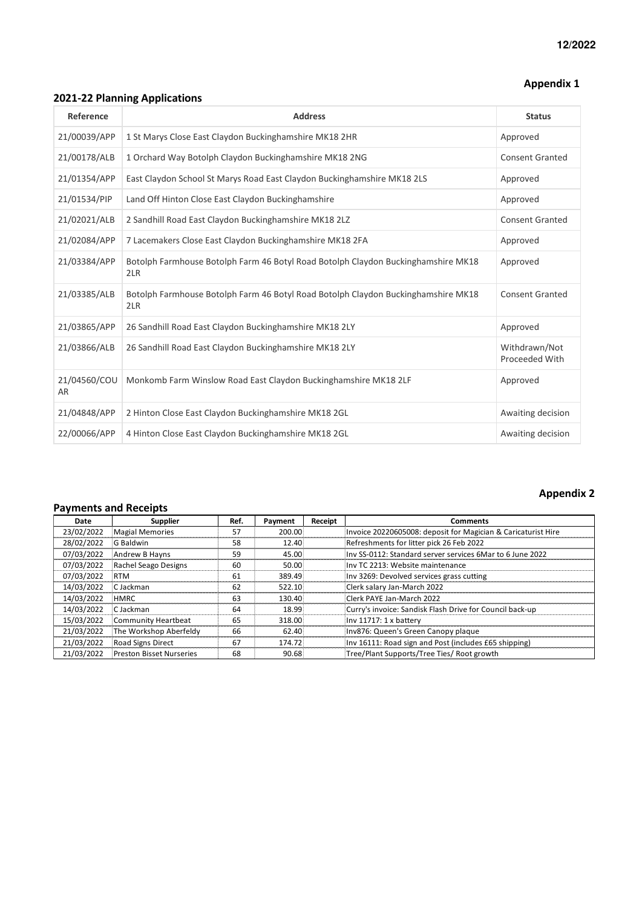## Appendix 1

### 2021-22 Planning Applications

| Reference | Address | Status |
|---|---|---|
| 21/00039/APP | 1 St Marys Close East Claydon Buckinghamshire MK18 2HR | Approved |
| 21/00178/ALB | 1 Orchard Way Botolph Claydon Buckinghamshire MK18 2NG | Consent Granted |
| 21/01354/APP | East Claydon School St Marys Road East Claydon Buckinghamshire MK18 2LS | Approved |
| 21/01534/PIP | Land Off Hinton Close East Claydon Buckinghamshire | Approved |
| 21/02021/ALB | 2 Sandhill Road East Claydon Buckinghamshire MK18 2LZ | Consent Granted |
| 21/02084/APP | 7 Lacemakers Close East Claydon Buckinghamshire MK18 2FA | Approved |
| 21/03384/APP | Botolph Farmhouse Botolph Farm 46 Botyl Road Botolph Claydon Buckinghamshire MK18 2LR | Approved |
| 21/03385/ALB | Botolph Farmhouse Botolph Farm 46 Botyl Road Botolph Claydon Buckinghamshire MK18 2LR | Consent Granted |
| 21/03865/APP | 26 Sandhill Road East Claydon Buckinghamshire MK18 2LY | Approved |
| 21/03866/ALB | 26 Sandhill Road East Claydon Buckinghamshire MK18 2LY | Withdrawn/Not Proceeded With |
| 21/04560/COUAR | Monkomb Farm Winslow Road East Claydon Buckinghamshire MK18 2LF | Approved |
| 21/04848/APP | 2 Hinton Close East Claydon Buckinghamshire MK18 2GL | Awaiting decision |
| 22/00066/APP | 4 Hinton Close East Claydon Buckinghamshire MK18 2GL | Awaiting decision |

## Appendix 2

### Payments and Receipts

| Date | Supplier | Ref. | Payment | Receipt | Comments |
|---|---|---|---|---|---|
| 23/02/2022 | Magial Memories | 57 | 200.00 | | Invoice 20220605008: deposit for Magician & Caricaturist Hire |
| 28/02/2022 | G Baldwin | 58 | 12.40 | | Refreshments for litter pick 26 Feb 2022 |
| 07/03/2022 | Andrew B Hayns | 59 | 45.00 | | Inv SS-0112: Standard server services 6Mar to 6 June 2022 |
| 07/03/2022 | Rachel Seago Designs | 60 | 50.00 | | Inv TC 2213: Website maintenance |
| 07/03/2022 | RTM | 61 | 389.49 | | Inv 3269: Devolved services grass cutting |
| 14/03/2022 | C Jackman | 62 | 522.10 | | Clerk salary Jan-March 2022 |
| 14/03/2022 | HMRC | 63 | 130.40 | | Clerk PAYE Jan-March 2022 |
| 14/03/2022 | C Jackman | 64 | 18.99 | | Curry's invoice: Sandisk Flash Drive for Council back-up |
| 15/03/2022 | Community Heartbeat | 65 | 318.00 | | Inv 11717: 1 x battery |
| 21/03/2022 | The Workshop Aberfeldy | 66 | 62.40 | | Inv876: Queen's Green Canopy plaque |
| 21/03/2022 | Road Signs Direct | 67 | 174.72 | | Inv 16111: Road sign and Post (includes £65 shipping) |
| 21/03/2022 | Preston Bisset Nurseries | 68 | 90.68 | | Tree/Plant Supports/Tree Ties/ Root growth |